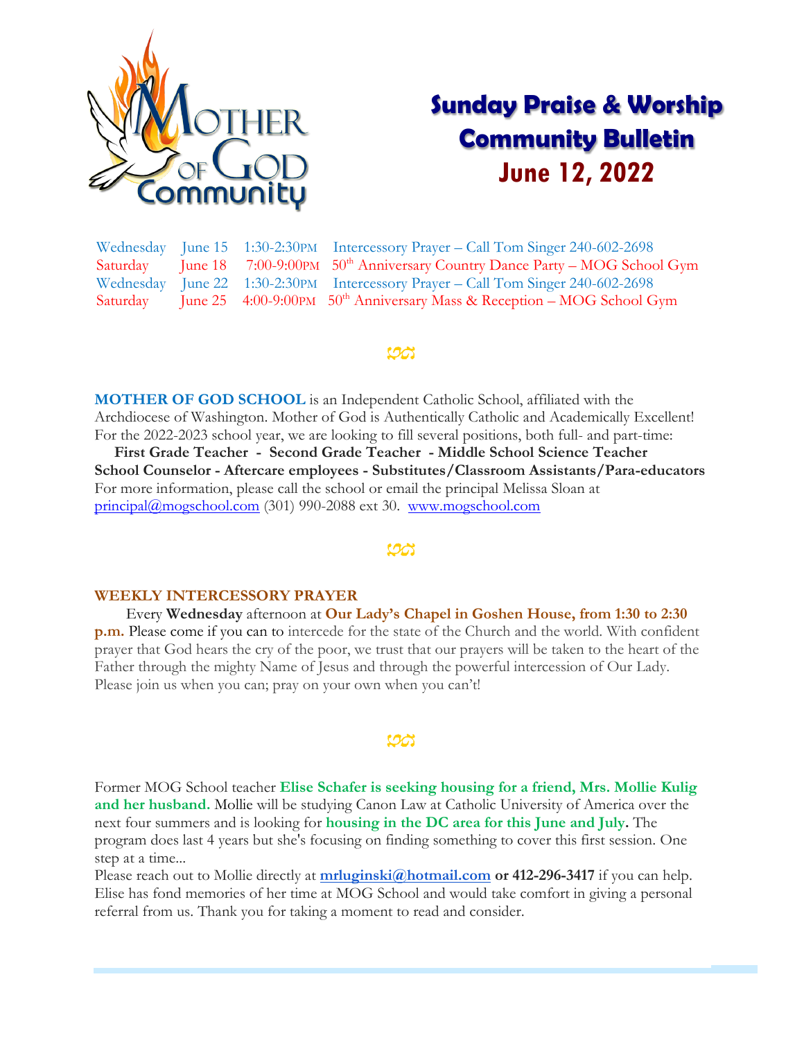# Sunday Praise & Worship Community Bulletin

## June 12, 2022

| | | | |
|---|---|---|---|
| Wednesday | June 15 | 1:30-2:30PM | Intercessory Prayer – Call Tom Singer 240-602-2698 |
| Saturday | June 18 | 7:00-9:00PM | 50th Anniversary Country Dance Party – MOG School Gym |
| Wednesday | June 22 | 1:30-2:30PM | Intercessory Prayer – Call Tom Singer 240-602-2698 |
| Saturday | June 25 | 4:00-9:00PM | 50th Anniversary Mass & Reception – MOG School Gym |

**MOTHER OF GOD SCHOOL** is an Independent Catholic School, affiliated with the Archdiocese of Washington. Mother of God is Authentically Catholic and Academically Excellent! For the 2022-2023 school year, we are looking to fill several positions, both full- and part-time:

**First Grade Teacher - Second Grade Teacher - Middle School Science Teacher School Counselor - Aftercare employees - Substitutes/Classroom Assistants/Para-educators**

For more information, please call the school or email the principal Melissa Sloan at principal@mogschool.com (301) 990-2088 ext 30. www.mogschool.com

**WEEKLY INTERCESSORY PRAYER**

Every **Wednesday** afternoon at **Our Lady's Chapel in Goshen House, from 1:30 to 2:30 p.m.** Please come if you can to intercede for the state of the Church and the world. With confident prayer that God hears the cry of the poor, we trust that our prayers will be taken to the heart of the Father through the mighty Name of Jesus and through the powerful intercession of Our Lady. Please join us when you can; pray on your own when you can't!

Former MOG School teacher **Elise Schafer is seeking housing for a friend, Mrs. Mollie Kulig and her husband.** Mollie will be studying Canon Law at Catholic University of America over the next four summers and is looking for **housing in the DC area for this June and July.** The program does last 4 years but she's focusing on finding something to cover this first session. One step at a time...

Please reach out to Mollie directly at **mrluginski@hotmail.com or 412-296-3417** if you can help. Elise has fond memories of her time at MOG School and would take comfort in giving a personal referral from us. Thank you for taking a moment to read and consider.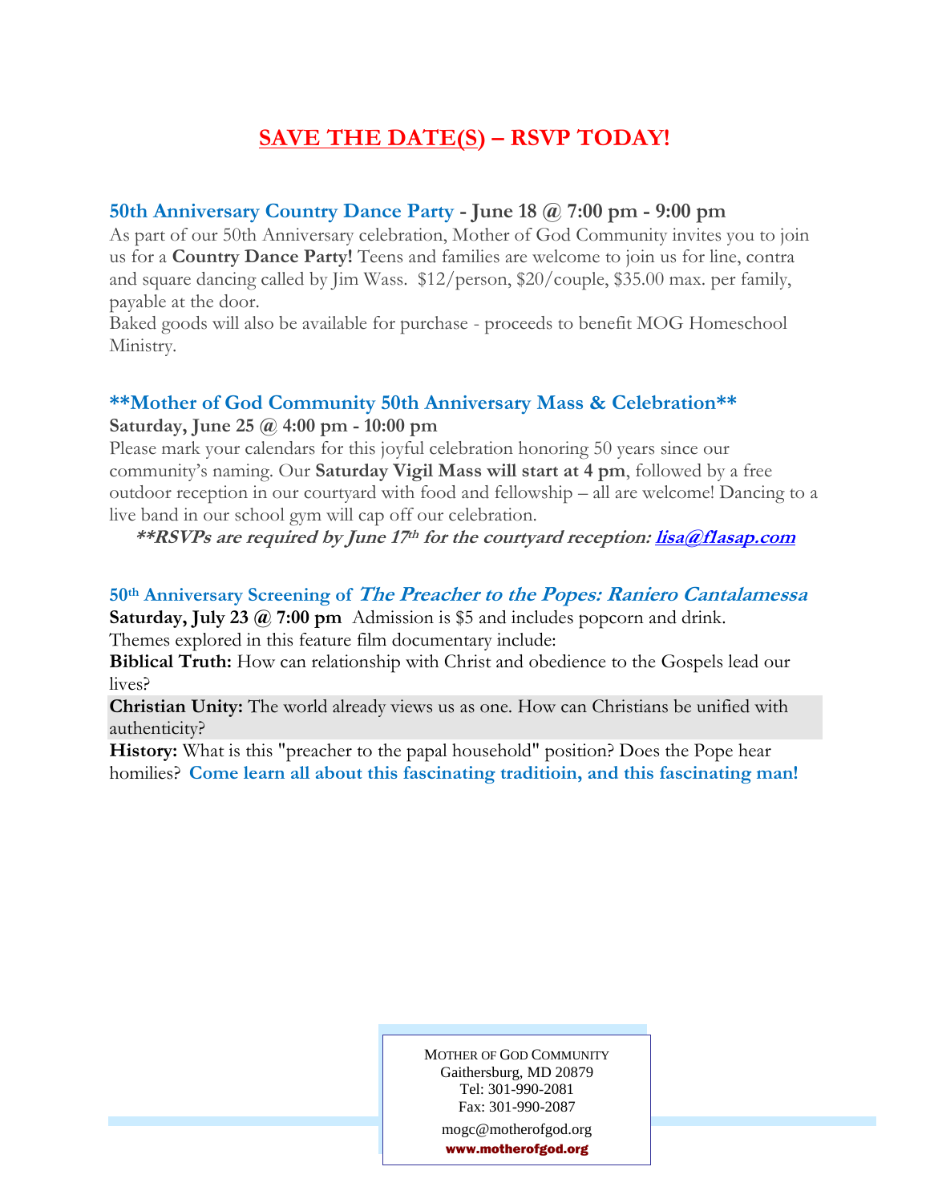# SAVE THE DATE(S) – RSVP TODAY!

### 50th Anniversary Country Dance Party - June 18 @ 7:00 pm - 9:00 pm

As part of our 50th Anniversary celebration, Mother of God Community invites you to join us for a **Country Dance Party!** Teens and families are welcome to join us for line, contra and square dancing called by Jim Wass. $12/person, $20/couple, $35.00 max. per family, payable at the door.

Baked goods will also be available for purchase - proceeds to benefit MOG Homeschool Ministry.

### **Mother of God Community 50th Anniversary Mass & Celebration**

**Saturday, June 25 @ 4:00 pm - 10:00 pm**

Please mark your calendars for this joyful celebration honoring 50 years since our community's naming. Our **Saturday Vigil Mass will start at 4 pm**, followed by a free outdoor reception in our courtyard with food and fellowship – all are welcome! Dancing to a live band in our school gym will cap off our celebration.

***\*\*RSVPs are required by June 17th for the courtyard reception: lisa@f1asap.com***

### 50th Anniversary Screening of *The Preacher to the Popes: Raniero Cantalamessa*

**Saturday, July 23 @ 7:00 pm** Admission is $5 and includes popcorn and drink.

Themes explored in this feature film documentary include:

**Biblical Truth:** How can relationship with Christ and obedience to the Gospels lead our lives?

**Christian Unity:** The world already views us as one. How can Christians be unified with authenticity?

**History:** What is this "preacher to the papal household" position? Does the Pope hear homilies? **Come learn all about this fascinating traditioin, and this fascinating man!**

MOTHER OF GOD COMMUNITY
Gaithersburg, MD 20879
Tel: 301-990-2081
Fax: 301-990-2087
mogc@motherofgod.org
www.motherofgod.org